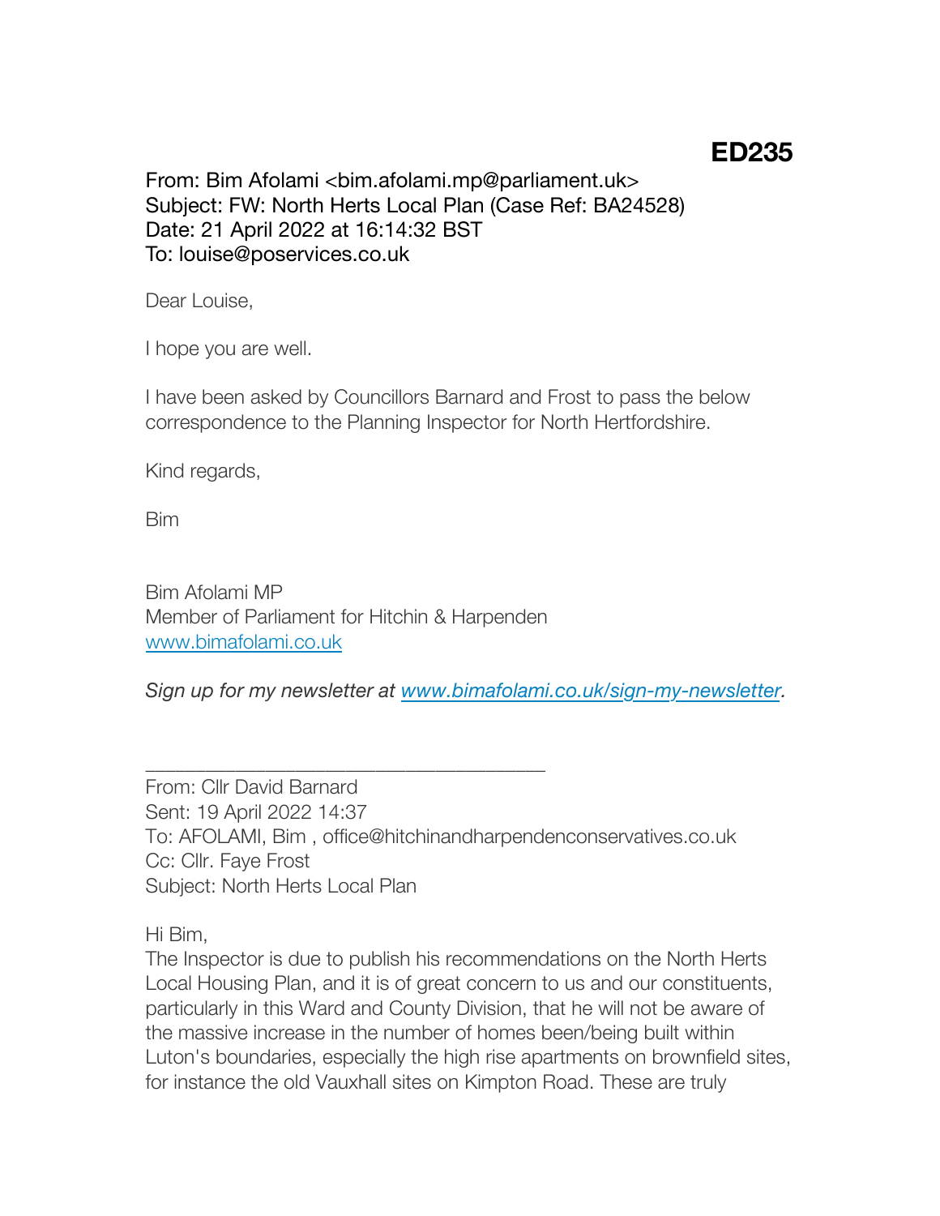**ED235**

From: Bim Afolami <bim.afolami.mp@parliament.uk>
Subject: FW: North Herts Local Plan (Case Ref: BA24528)
Date: 21 April 2022 at 16:14:32 BST
To: louise@poservices.co.uk

Dear Louise,

I hope you are well.

I have been asked by Councillors Barnard and Frost to pass the below correspondence to the Planning Inspector for North Hertfordshire.

Kind regards,

Bim

Bim Afolami MP
Member of Parliament for Hitchin & Harpenden
[www.bimafolami.co.uk](www.bimafolami.co.uk)

*Sign up for my newsletter at [www.bimafolami.co.uk/sign-my-newsletter](www.bimafolami.co.uk/sign-my-newsletter).*

---

From: Cllr David Barnard
Sent: 19 April 2022 14:37
To: AFOLAMI, Bim , office@hitchinandharpendenconservatives.co.uk
Cc: Cllr. Faye Frost
Subject: North Herts Local Plan

Hi Bim,
The Inspector is due to publish his recommendations on the North Herts Local Housing Plan, and it is of great concern to us and our constituents, particularly in this Ward and County Division, that he will not be aware of the massive increase in the number of homes been/being built within Luton's boundaries, especially the high rise apartments on brownfield sites, for instance the old Vauxhall sites on Kimpton Road. These are truly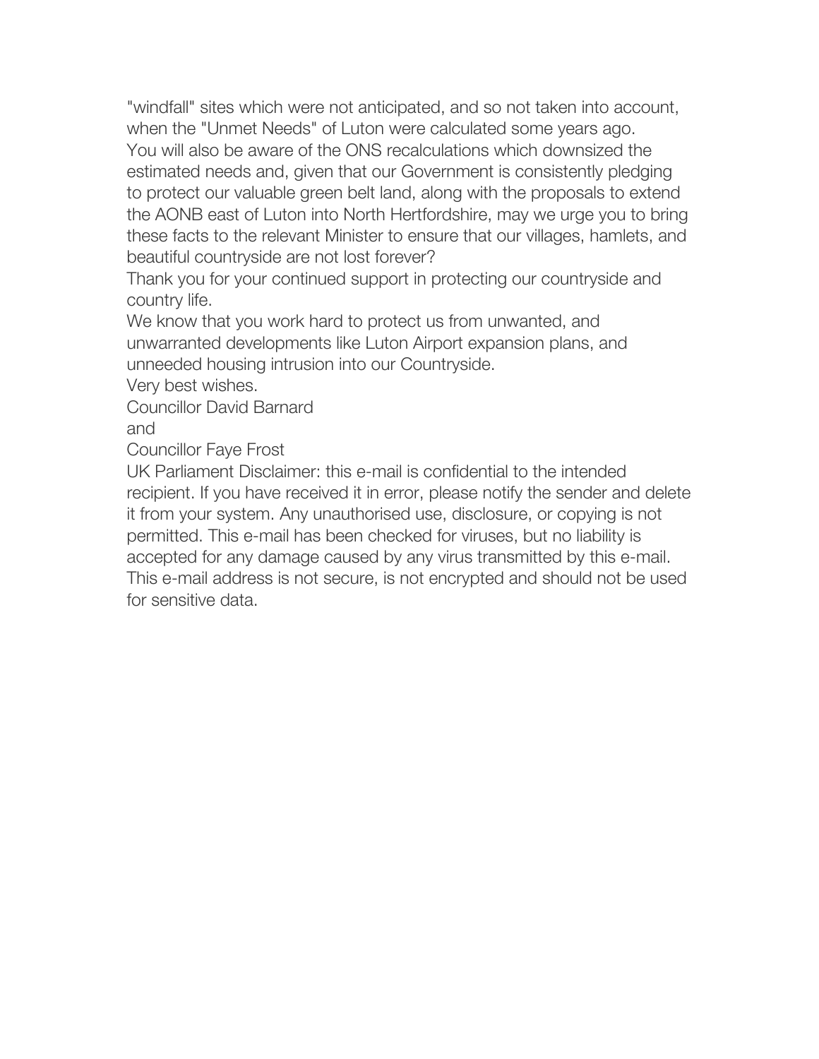"windfall" sites which were not anticipated, and so not taken into account, when the "Unmet Needs" of Luton were calculated some years ago.

You will also be aware of the ONS recalculations which downsized the estimated needs and, given that our Government is consistently pledging to protect our valuable green belt land, along with the proposals to extend the AONB east of Luton into North Hertfordshire, may we urge you to bring these facts to the relevant Minister to ensure that our villages, hamlets, and beautiful countryside are not lost forever?

Thank you for your continued support in protecting our countryside and country life.

We know that you work hard to protect us from unwanted, and unwarranted developments like Luton Airport expansion plans, and unneeded housing intrusion into our Countryside.

Very best wishes.

Councillor David Barnard

and

Councillor Faye Frost

UK Parliament Disclaimer: this e-mail is confidential to the intended recipient. If you have received it in error, please notify the sender and delete it from your system. Any unauthorised use, disclosure, or copying is not permitted. This e-mail has been checked for viruses, but no liability is accepted for any damage caused by any virus transmitted by this e-mail. This e-mail address is not secure, is not encrypted and should not be used for sensitive data.